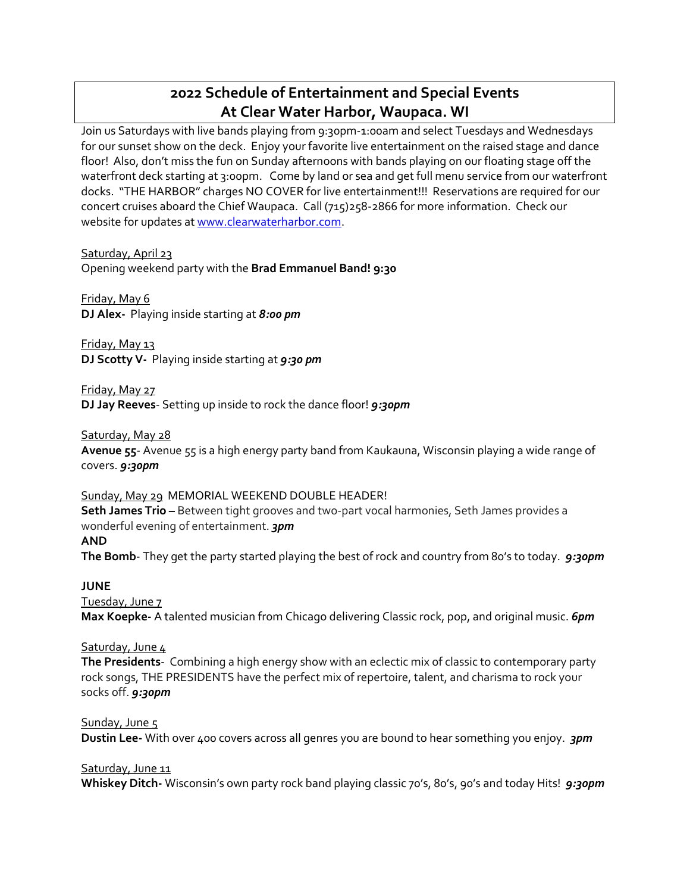# 2022 Schedule of Entertainment and Special Events At Clear Water Harbor, Waupaca. WI

Join us Saturdays with live bands playing from 9:30pm-1:00am and select Tuesdays and Wednesdays for our sunset show on the deck. Enjoy your favorite live entertainment on the raised stage and dance floor! Also, don't miss the fun on Sunday afternoons with bands playing on our floating stage off the waterfront deck starting at 3:00pm. Come by land or sea and get full menu service from our waterfront docks. "THE HARBOR" charges NO COVER for live entertainment!!! Reservations are required for our concert cruises aboard the Chief Waupaca. Call (715)258-2866 for more information. Check our website for updates at www.clearwaterharbor.com.

Saturday, April 23
Opening weekend party with the **Brad Emmanuel Band! 9:30**

Friday, May 6
**DJ Alex-** Playing inside starting at ***8:00 pm***

Friday, May 13
**DJ Scotty V-** Playing inside starting at ***9:30 pm***

Friday, May 27
**DJ Jay Reeves**- Setting up inside to rock the dance floor! ***9:30pm***

Saturday, May 28
**Avenue 55**- Avenue 55 is a high energy party band from Kaukauna, Wisconsin playing a wide range of covers. ***9:30pm***

Sunday, May 29 MEMORIAL WEEKEND DOUBLE HEADER!
**Seth James Trio –** Between tight grooves and two-part vocal harmonies, Seth James provides a wonderful evening of entertainment. ***3pm***
**AND**
**The Bomb**- They get the party started playing the best of rock and country from 80's to today. ***9:30pm***

**JUNE**

Tuesday, June 7
**Max Koepke-** A talented musician from Chicago delivering Classic rock, pop, and original music. ***6pm***

Saturday, June 4
**The Presidents**- Combining a high energy show with an eclectic mix of classic to contemporary party rock songs, THE PRESIDENTS have the perfect mix of repertoire, talent, and charisma to rock your socks off. ***9:30pm***

Sunday, June 5
**Dustin Lee-** With over 400 covers across all genres you are bound to hear something you enjoy. ***3pm***

Saturday, June 11
**Whiskey Ditch-** Wisconsin's own party rock band playing classic 70's, 80's, 90's and today Hits! ***9:30pm***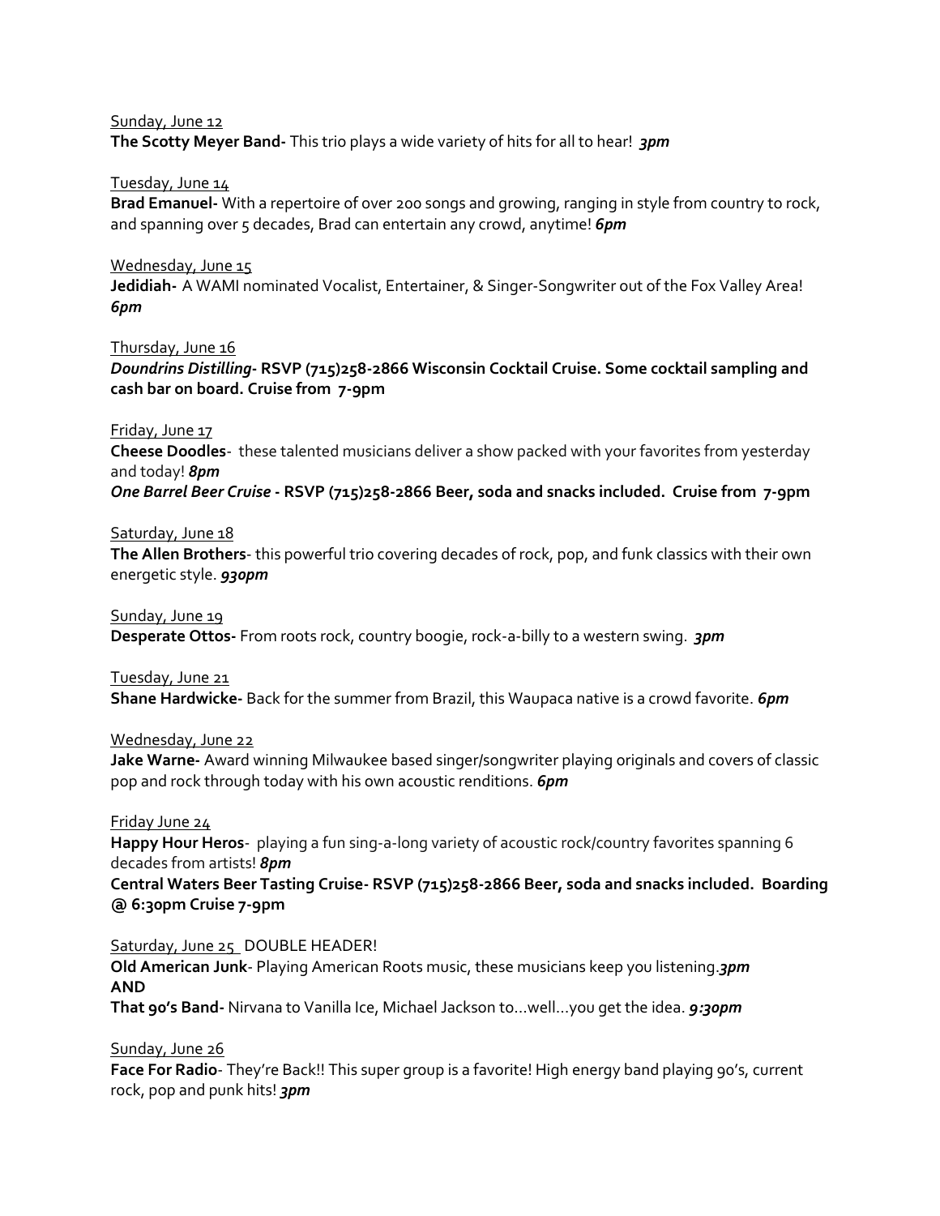Sunday, June 12

**The Scotty Meyer Band-** This trio plays a wide variety of hits for all to hear! ***3pm***

Tuesday, June 14

**Brad Emanuel-** With a repertoire of over 200 songs and growing, ranging in style from country to rock, and spanning over 5 decades, Brad can entertain any crowd, anytime! ***6pm***

Wednesday, June 15

**Jedidiah-** A WAMI nominated Vocalist, Entertainer, & Singer-Songwriter out of the Fox Valley Area! ***6pm***

Thursday, June 16

***Doundrins Distilling*- RSVP (715)258-2866 Wisconsin Cocktail Cruise. Some cocktail sampling and cash bar on board. Cruise from 7-9pm**

Friday, June 17

**Cheese Doodles**- these talented musicians deliver a show packed with your favorites from yesterday and today! ***8pm***

***One Barrel Beer Cruise* - RSVP (715)258-2866 Beer, soda and snacks included. Cruise from 7-9pm**

Saturday, June 18

**The Allen Brothers**- this powerful trio covering decades of rock, pop, and funk classics with their own energetic style. ***930pm***

Sunday, June 19

**Desperate Ottos-** From roots rock, country boogie, rock-a-billy to a western swing. ***3pm***

Tuesday, June 21

**Shane Hardwicke-** Back for the summer from Brazil, this Waupaca native is a crowd favorite. ***6pm***

Wednesday, June 22

**Jake Warne-** Award winning Milwaukee based singer/songwriter playing originals and covers of classic pop and rock through today with his own acoustic renditions. ***6pm***

Friday June 24

**Happy Hour Heros**- playing a fun sing-a-long variety of acoustic rock/country favorites spanning 6 decades from artists! ***8pm***

**Central Waters Beer Tasting Cruise- RSVP (715)258-2866 Beer, soda and snacks included. Boarding @ 6:30pm Cruise 7-9pm**

Saturday, June 25 DOUBLE HEADER!

**Old American Junk**- Playing American Roots music, these musicians keep you listening.***3pm***

**AND**

**That 90's Band-** Nirvana to Vanilla Ice, Michael Jackson to…well…you get the idea. ***9:30pm***

Sunday, June 26

**Face For Radio**- They're Back!! This super group is a favorite! High energy band playing 90's, current rock, pop and punk hits! ***3pm***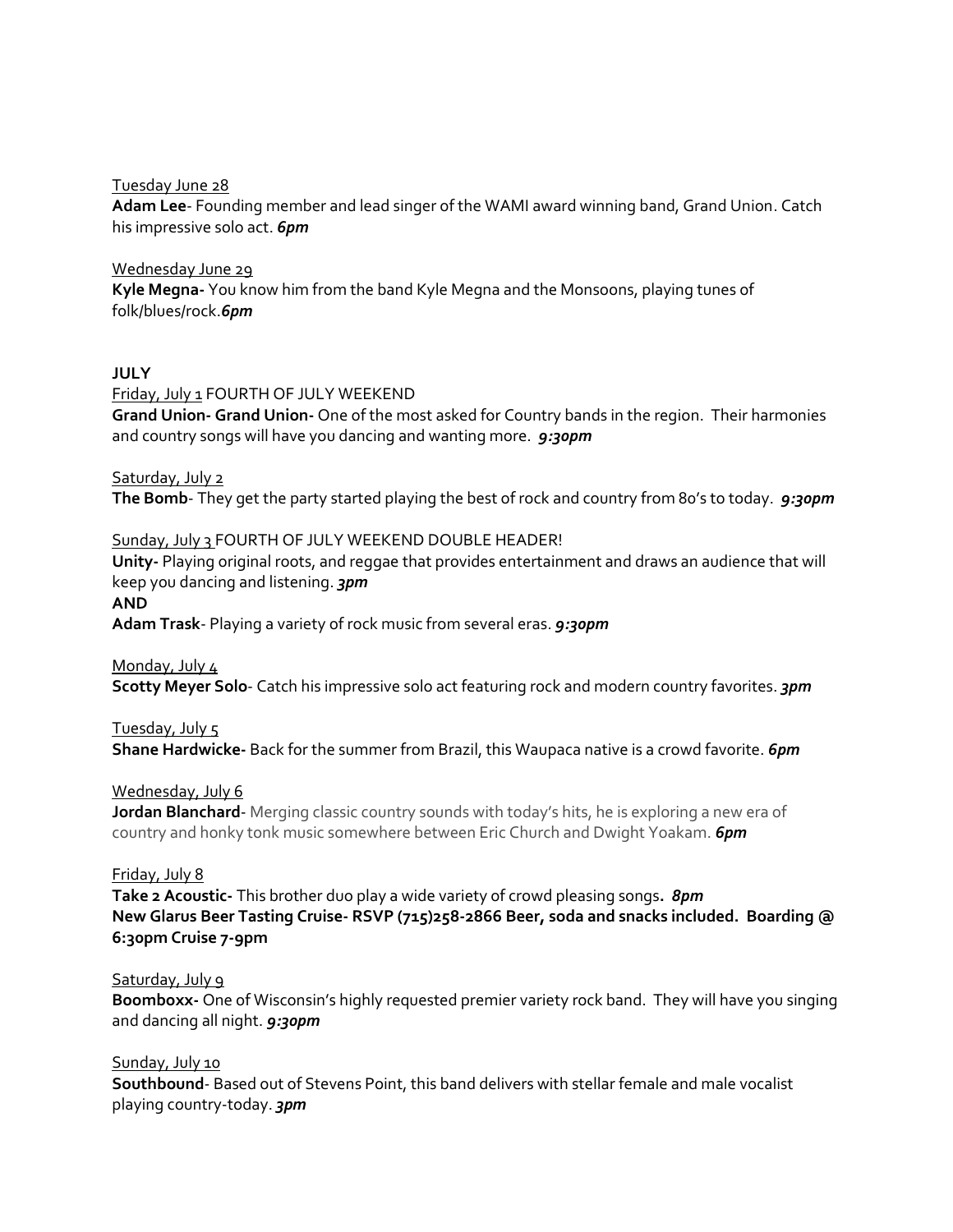Tuesday June 28

**Adam Lee**- Founding member and lead singer of the WAMI award winning band, Grand Union. Catch his impressive solo act. ***6pm***

Wednesday June 29

**Kyle Megna-** You know him from the band Kyle Megna and the Monsoons, playing tunes of folk/blues/rock.***6pm***

**JULY**

Friday, July 1 FOURTH OF JULY WEEKEND

**Grand Union- Grand Union-** One of the most asked for Country bands in the region. Their harmonies and country songs will have you dancing and wanting more. ***9:30pm***

Saturday, July 2

**The Bomb**- They get the party started playing the best of rock and country from 80's to today. ***9:30pm***

Sunday, July 3 FOURTH OF JULY WEEKEND DOUBLE HEADER!

**Unity-** Playing original roots, and reggae that provides entertainment and draws an audience that will keep you dancing and listening. ***3pm***

**AND**

**Adam Trask**- Playing a variety of rock music from several eras. ***9:30pm***

Monday, July 4

**Scotty Meyer Solo**- Catch his impressive solo act featuring rock and modern country favorites. ***3pm***

Tuesday, July 5

**Shane Hardwicke-** Back for the summer from Brazil, this Waupaca native is a crowd favorite. ***6pm***

Wednesday, July 6

**Jordan Blanchard**- Merging classic country sounds with today's hits, he is exploring a new era of country and honky tonk music somewhere between Eric Church and Dwight Yoakam. ***6pm***

Friday, July 8

**Take 2 Acoustic-** This brother duo play a wide variety of crowd pleasing songs**.** ***8pm***

**New Glarus Beer Tasting Cruise- RSVP (715)258-2866 Beer, soda and snacks included. Boarding @ 6:30pm Cruise 7-9pm**

Saturday, July 9

**Boomboxx-** One of Wisconsin's highly requested premier variety rock band. They will have you singing and dancing all night. ***9:30pm***

Sunday, July 10

**Southbound**- Based out of Stevens Point, this band delivers with stellar female and male vocalist playing country-today. ***3pm***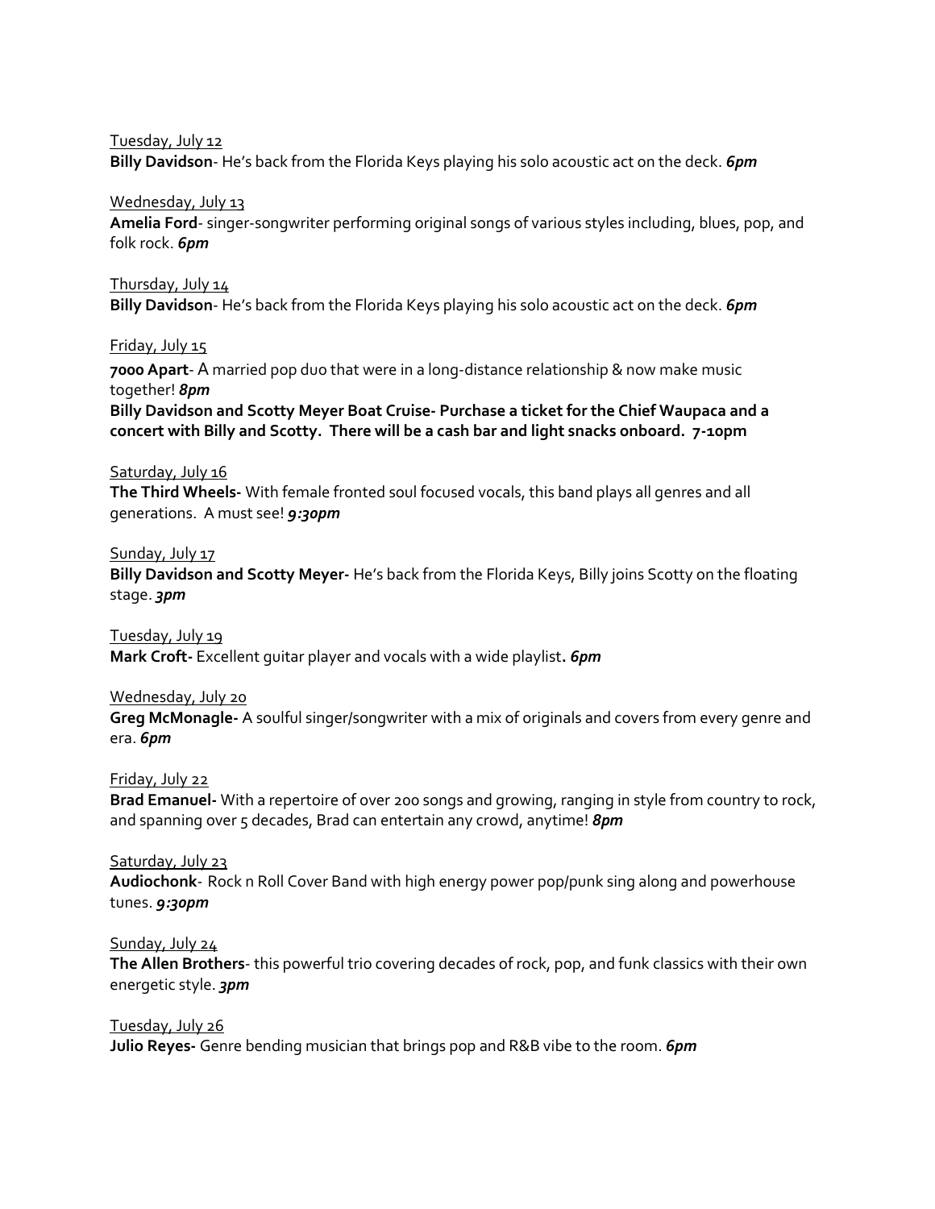Tuesday, July 12

**Billy Davidson**- He's back from the Florida Keys playing his solo acoustic act on the deck. ***6pm***

Wednesday, July 13

**Amelia Ford**- singer-songwriter performing original songs of various styles including, blues, pop, and folk rock. ***6pm***

Thursday, July 14

**Billy Davidson**- He's back from the Florida Keys playing his solo acoustic act on the deck. ***6pm***

Friday, July 15

**7000 Apart**- A married pop duo that were in a long-distance relationship & now make music together! ***8pm***

**Billy Davidson and Scotty Meyer Boat Cruise- Purchase a ticket for the Chief Waupaca and a concert with Billy and Scotty. There will be a cash bar and light snacks onboard. 7-10pm**

Saturday, July 16

**The Third Wheels-** With female fronted soul focused vocals, this band plays all genres and all generations. A must see! ***9:30pm***

Sunday, July 17

**Billy Davidson and Scotty Meyer-** He's back from the Florida Keys, Billy joins Scotty on the floating stage. ***3pm***

Tuesday, July 19

**Mark Croft-** Excellent guitar player and vocals with a wide playlist**.** ***6pm***

Wednesday, July 20

**Greg McMonagle-** A soulful singer/songwriter with a mix of originals and covers from every genre and era. ***6pm***

Friday, July 22

**Brad Emanuel-** With a repertoire of over 200 songs and growing, ranging in style from country to rock, and spanning over 5 decades, Brad can entertain any crowd, anytime! ***8pm***

Saturday, July 23

**Audiochonk**- Rock n Roll Cover Band with high energy power pop/punk sing along and powerhouse tunes. ***9:30pm***

Sunday, July 24

**The Allen Brothers**- this powerful trio covering decades of rock, pop, and funk classics with their own energetic style. ***3pm***

Tuesday, July 26

**Julio Reyes-** Genre bending musician that brings pop and R&B vibe to the room. ***6pm***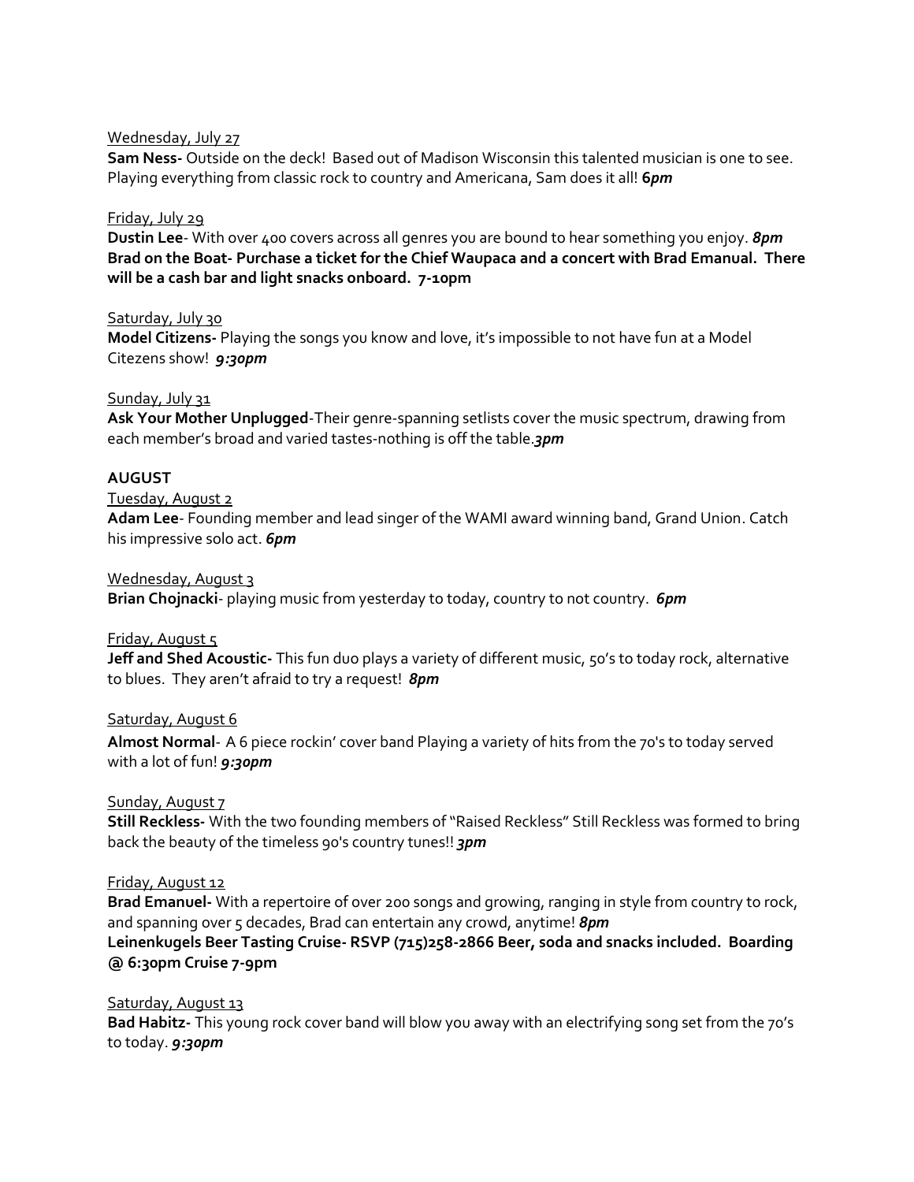Wednesday, July 27

**Sam Ness-** Outside on the deck! Based out of Madison Wisconsin this talented musician is one to see. Playing everything from classic rock to country and Americana, Sam does it all! ***6pm***

Friday, July 29

**Dustin Lee**- With over 400 covers across all genres you are bound to hear something you enjoy. ***8pm***

**Brad on the Boat- Purchase a ticket for the Chief Waupaca and a concert with Brad Emanual. There will be a cash bar and light snacks onboard. 7-10pm**

Saturday, July 30

**Model Citizens-** Playing the songs you know and love, it's impossible to not have fun at a Model Citezens show! ***9:30pm***

Sunday, July 31

**Ask Your Mother Unplugged**-Their genre-spanning setlists cover the music spectrum, drawing from each member's broad and varied tastes-nothing is off the table.***3pm***

**AUGUST**

Tuesday, August 2

**Adam Lee**- Founding member and lead singer of the WAMI award winning band, Grand Union. Catch his impressive solo act. ***6pm***

Wednesday, August 3

**Brian Chojnacki**- playing music from yesterday to today, country to not country. ***6pm***

Friday, August 5

**Jeff and Shed Acoustic-** This fun duo plays a variety of different music, 50's to today rock, alternative to blues. They aren't afraid to try a request! ***8pm***

Saturday, August 6

**Almost Normal**- A 6 piece rockin' cover band Playing a variety of hits from the 70's to today served with a lot of fun! ***9:30pm***

Sunday, August 7

**Still Reckless-** With the two founding members of "Raised Reckless" Still Reckless was formed to bring back the beauty of the timeless 90's country tunes!! ***3pm***

Friday, August 12

**Brad Emanuel-** With a repertoire of over 200 songs and growing, ranging in style from country to rock, and spanning over 5 decades, Brad can entertain any crowd, anytime! ***8pm***

**Leinenkugels Beer Tasting Cruise- RSVP (715)258-2866 Beer, soda and snacks included. Boarding @ 6:30pm Cruise 7-9pm**

Saturday, August 13

**Bad Habitz-** This young rock cover band will blow you away with an electrifying song set from the 70's to today. ***9:30pm***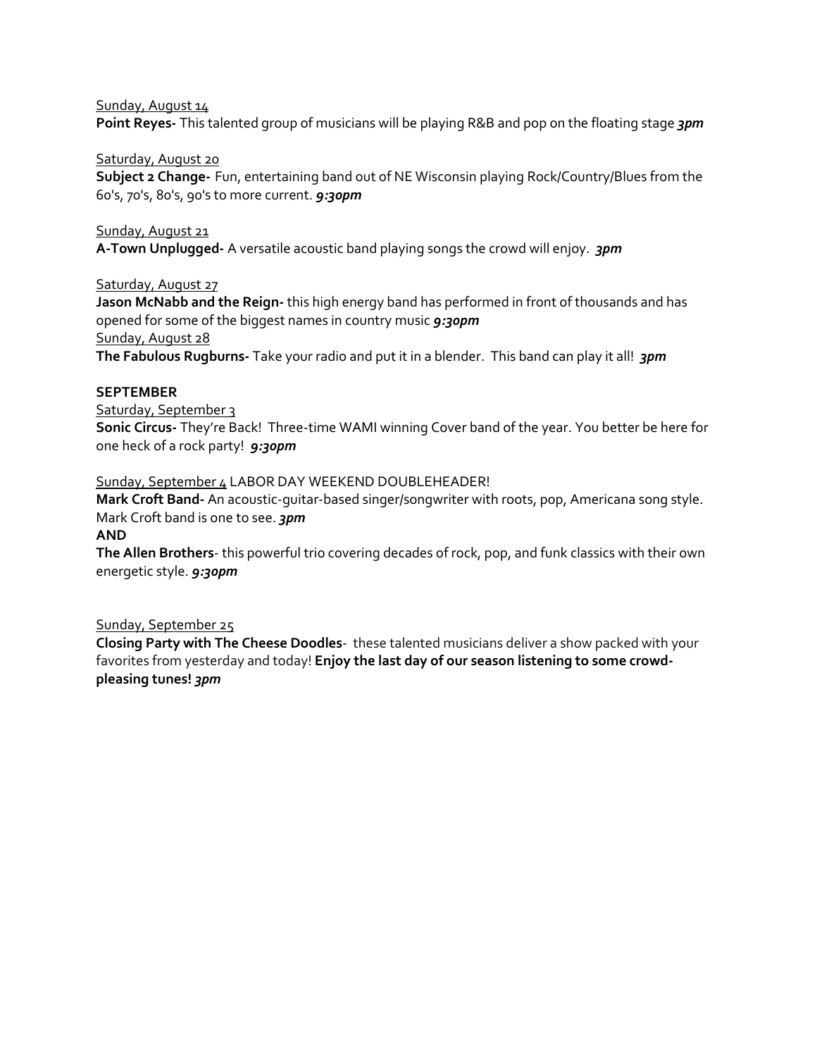Sunday, August 14

**Point Reyes-** This talented group of musicians will be playing R&B and pop on the floating stage ***3pm***

Saturday, August 20

**Subject 2 Change-** Fun, entertaining band out of NE Wisconsin playing Rock/Country/Blues from the 60's, 70's, 80's, 90's to more current. ***9:30pm***

Sunday, August 21

**A-Town Unplugged-** A versatile acoustic band playing songs the crowd will enjoy. ***3pm***

Saturday, August 27

**Jason McNabb and the Reign-** this high energy band has performed in front of thousands and has opened for some of the biggest names in country music ***9:30pm***

Sunday, August 28

**The Fabulous Rugburns-** Take your radio and put it in a blender. This band can play it all! ***3pm***

**SEPTEMBER**

Saturday, September 3

**Sonic Circus-** They're Back! Three-time WAMI winning Cover band of the year. You better be here for one heck of a rock party! ***9:30pm***

Sunday, September 4 LABOR DAY WEEKEND DOUBLEHEADER!

**Mark Croft Band-** An acoustic-guitar-based singer/songwriter with roots, pop, Americana song style. Mark Croft band is one to see. ***3pm***

**AND**

**The Allen Brothers**- this powerful trio covering decades of rock, pop, and funk classics with their own energetic style. ***9:30pm***

Sunday, September 25

**Closing Party with The Cheese Doodles**- these talented musicians deliver a show packed with your favorites from yesterday and today! **Enjoy the last day of our season listening to some crowd-pleasing tunes!** ***3pm***